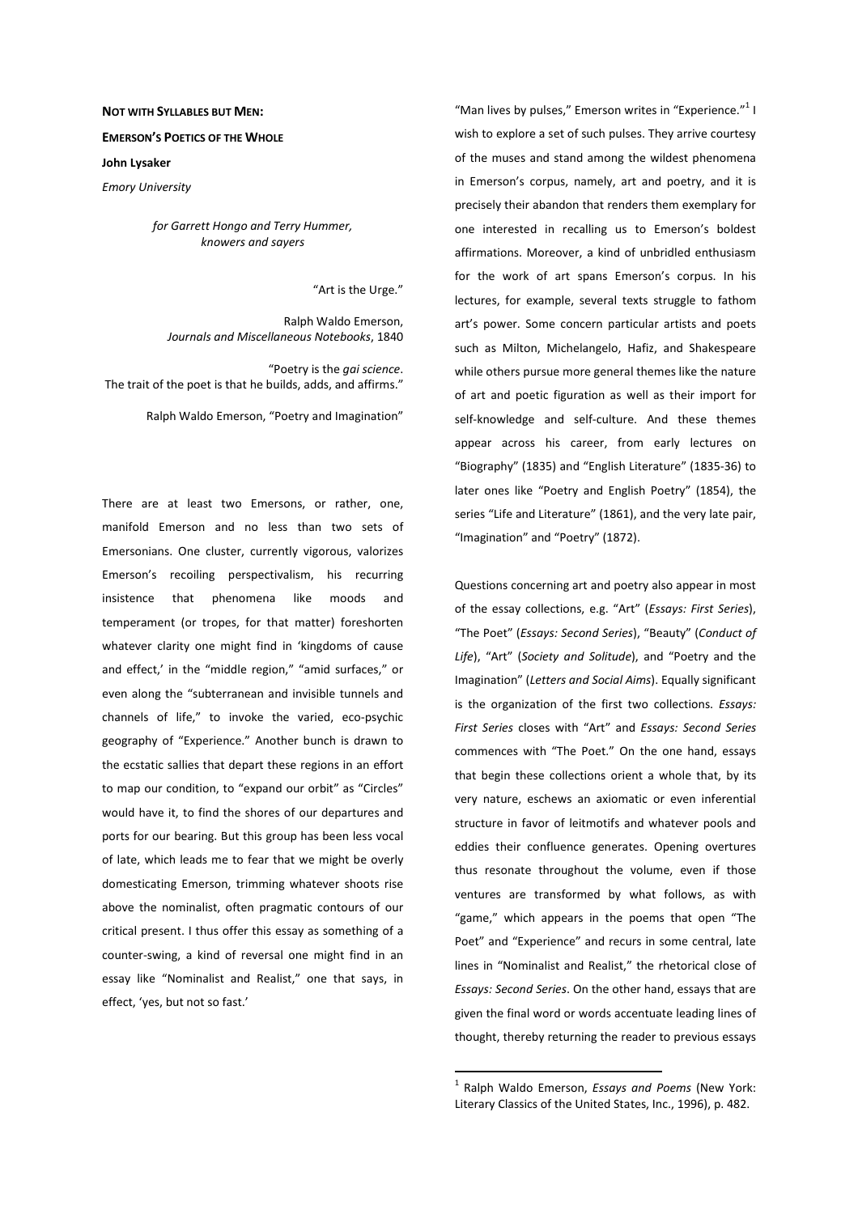**NOT WITH SYLLABLES BUT MEN:**

**EMERSON'S POETICS OF THE WHOLE**

**John Lysaker**

*Emory University*

*for Garrett Hongo and Terry Hummer, knowers and sayers*

"Art is the Urge."

Ralph Waldo Emerson, *Journals and Miscellaneous Notebooks*, 1840

"Poetry is the *gai science*. The trait of the poet is that he builds, adds, and affirms."

Ralph Waldo Emerson, "Poetry and Imagination"

There are at least two Emersons, or rather, one, manifold Emerson and no less than two sets of Emersonians. One cluster, currently vigorous, valorizes Emerson's recoiling perspectivalism, his recurring insistence that phenomena like moods and temperament (or tropes, for that matter) foreshorten whatever clarity one might find in 'kingdoms of cause and effect,' in the "middle region," "amid surfaces," or even along the "subterranean and invisible tunnels and channels of life," to invoke the varied, eco-psychic geography of "Experience." Another bunch is drawn to the ecstatic sallies that depart these regions in an effort to map our condition, to "expand our orbit" as "Circles" would have it, to find the shores of our departures and ports for our bearing. But this group has been less vocal of late, which leads me to fear that we might be overly domesticating Emerson, trimming whatever shoots rise above the nominalist, often pragmatic contours of our critical present. I thus offer this essay as something of a counter-swing, a kind of reversal one might find in an essay like "Nominalist and Realist," one that says, in effect, 'yes, but not so fast.'

"Man lives by pulses," Emerson writes in "Experience."[1] I wish to explore a set of such pulses. They arrive courtesy of the muses and stand among the wildest phenomena in Emerson's corpus, namely, art and poetry, and it is precisely their abandon that renders them exemplary for one interested in recalling us to Emerson's boldest affirmations. Moreover, a kind of unbridled enthusiasm for the work of art spans Emerson's corpus. In his lectures, for example, several texts struggle to fathom art's power. Some concern particular artists and poets such as Milton, Michelangelo, Hafiz, and Shakespeare while others pursue more general themes like the nature of art and poetic figuration as well as their import for self-knowledge and self-culture. And these themes appear across his career, from early lectures on "Biography" (1835) and "English Literature" (1835-36) to later ones like "Poetry and English Poetry" (1854), the series "Life and Literature" (1861), and the very late pair, "Imagination" and "Poetry" (1872).

Questions concerning art and poetry also appear in most of the essay collections, e.g. "Art" (*Essays: First Series*), "The Poet" (*Essays: Second Series*), "Beauty" (*Conduct of Life*), "Art" (*Society and Solitude*), and "Poetry and the Imagination" (*Letters and Social Aims*). Equally significant is the organization of the first two collections. *Essays: First Series* closes with "Art" and *Essays: Second Series* commences with "The Poet." On the one hand, essays that begin these collections orient a whole that, by its very nature, eschews an axiomatic or even inferential structure in favor of leitmotifs and whatever pools and eddies their confluence generates. Opening overtures thus resonate throughout the volume, even if those ventures are transformed by what follows, as with "game," which appears in the poems that open "The Poet" and "Experience" and recurs in some central, late lines in "Nominalist and Realist," the rhetorical close of *Essays: Second Series*. On the other hand, essays that are given the final word or words accentuate leading lines of thought, thereby returning the reader to previous essays

[1] Ralph Waldo Emerson, *Essays and Poems* (New York: Literary Classics of the United States, Inc., 1996), p. 482.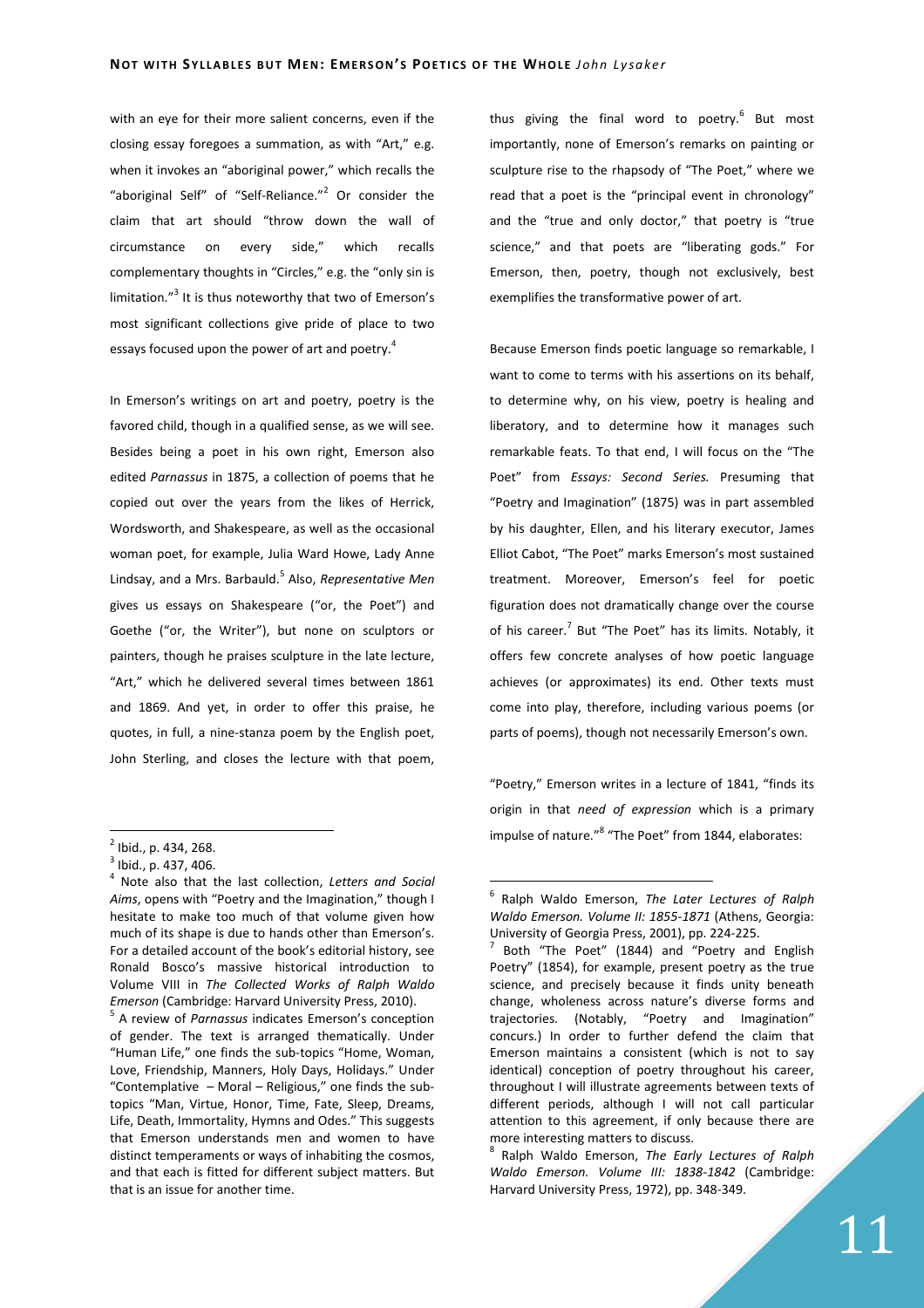with an eye for their more salient concerns, even if the closing essay foregoes a summation, as with "Art," e.g. when it invokes an "aboriginal power," which recalls the "aboriginal Self" of "Self-Reliance."[2] Or consider the claim that art should "throw down the wall of circumstance on every side," which recalls complementary thoughts in "Circles," e.g. the "only sin is limitation."[3] It is thus noteworthy that two of Emerson's most significant collections give pride of place to two essays focused upon the power of art and poetry.[4]

In Emerson's writings on art and poetry, poetry is the favored child, though in a qualified sense, as we will see. Besides being a poet in his own right, Emerson also edited *Parnassus* in 1875, a collection of poems that he copied out over the years from the likes of Herrick, Wordsworth, and Shakespeare, as well as the occasional woman poet, for example, Julia Ward Howe, Lady Anne Lindsay, and a Mrs. Barbauld.[5] Also, *Representative Men* gives us essays on Shakespeare ("or, the Poet") and Goethe ("or, the Writer"), but none on sculptors or painters, though he praises sculpture in the late lecture, "Art," which he delivered several times between 1861 and 1869. And yet, in order to offer this praise, he quotes, in full, a nine-stanza poem by the English poet, John Sterling, and closes the lecture with that poem, thus giving the final word to poetry.[6] But most importantly, none of Emerson's remarks on painting or sculpture rise to the rhapsody of "The Poet," where we read that a poet is the "principal event in chronology" and the "true and only doctor," that poetry is "true science," and that poets are "liberating gods." For Emerson, then, poetry, though not exclusively, best exemplifies the transformative power of art.

Because Emerson finds poetic language so remarkable, I want to come to terms with his assertions on its behalf, to determine why, on his view, poetry is healing and liberatory, and to determine how it manages such remarkable feats. To that end, I will focus on the "The Poet" from *Essays: Second Series.* Presuming that "Poetry and Imagination" (1875) was in part assembled by his daughter, Ellen, and his literary executor, James Elliot Cabot, "The Poet" marks Emerson's most sustained treatment. Moreover, Emerson's feel for poetic figuration does not dramatically change over the course of his career.[7] But "The Poet" has its limits. Notably, it offers few concrete analyses of how poetic language achieves (or approximates) its end. Other texts must come into play, therefore, including various poems (or parts of poems), though not necessarily Emerson's own.

"Poetry," Emerson writes in a lecture of 1841, "finds its origin in that *need of expression* which is a primary impulse of nature."[8] "The Poet" from 1844, elaborates:

---

[2] Ibid., p. 434, 268.

[3] Ibid., p. 437, 406.

[4] Note also that the last collection, *Letters and Social Aims*, opens with "Poetry and the Imagination," though I hesitate to make too much of that volume given how much of its shape is due to hands other than Emerson's. For a detailed account of the book's editorial history, see Ronald Bosco's massive historical introduction to Volume VIII in *The Collected Works of Ralph Waldo Emerson* (Cambridge: Harvard University Press, 2010).

[5] A review of *Parnassus* indicates Emerson's conception of gender. The text is arranged thematically. Under "Human Life," one finds the sub-topics "Home, Woman, Love, Friendship, Manners, Holy Days, Holidays." Under "Contemplative – Moral – Religious," one finds the sub-topics "Man, Virtue, Honor, Time, Fate, Sleep, Dreams, Life, Death, Immortality, Hymns and Odes." This suggests that Emerson understands men and women to have distinct temperaments or ways of inhabiting the cosmos, and that each is fitted for different subject matters. But that is an issue for another time.

[6] Ralph Waldo Emerson, *The Later Lectures of Ralph Waldo Emerson. Volume II: 1855-1871* (Athens, Georgia: University of Georgia Press, 2001), pp. 224-225.

[7] Both "The Poet" (1844) and "Poetry and English Poetry" (1854), for example, present poetry as the true science, and precisely because it finds unity beneath change, wholeness across nature's diverse forms and trajectories. (Notably, "Poetry and Imagination" concurs.) In order to further defend the claim that Emerson maintains a consistent (which is not to say identical) conception of poetry throughout his career, throughout I will illustrate agreements between texts of different periods, although I will not call particular attention to this agreement, if only because there are more interesting matters to discuss.

[8] Ralph Waldo Emerson, *The Early Lectures of Ralph Waldo Emerson. Volume III: 1838-1842* (Cambridge: Harvard University Press, 1972), pp. 348-349.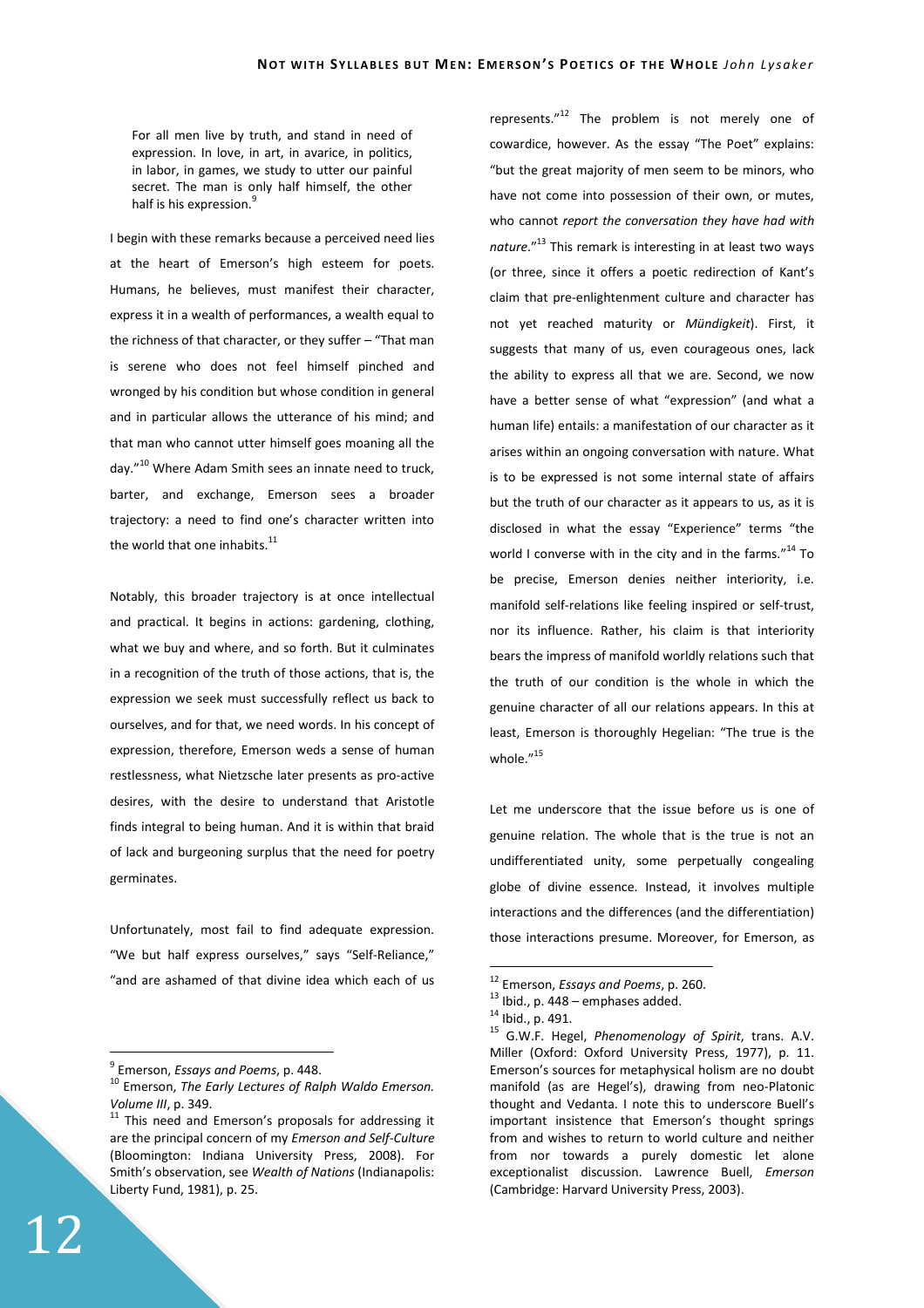> For all men live by truth, and stand in need of expression. In love, in art, in avarice, in politics, in labor, in games, we study to utter our painful secret. The man is only half himself, the other half is his expression.[9]

I begin with these remarks because a perceived need lies at the heart of Emerson's high esteem for poets. Humans, he believes, must manifest their character, express it in a wealth of performances, a wealth equal to the richness of that character, or they suffer – "That man is serene who does not feel himself pinched and wronged by his condition but whose condition in general and in particular allows the utterance of his mind; and that man who cannot utter himself goes moaning all the day."[10] Where Adam Smith sees an innate need to truck, barter, and exchange, Emerson sees a broader trajectory: a need to find one's character written into the world that one inhabits.[11]

Notably, this broader trajectory is at once intellectual and practical. It begins in actions: gardening, clothing, what we buy and where, and so forth. But it culminates in a recognition of the truth of those actions, that is, the expression we seek must successfully reflect us back to ourselves, and for that, we need words. In his concept of expression, therefore, Emerson weds a sense of human restlessness, what Nietzsche later presents as pro-active desires, with the desire to understand that Aristotle finds integral to being human. And it is within that braid of lack and burgeoning surplus that the need for poetry germinates.

Unfortunately, most fail to find adequate expression. "We but half express ourselves," says "Self-Reliance," "and are ashamed of that divine idea which each of us represents."[12] The problem is not merely one of cowardice, however. As the essay "The Poet" explains: "but the great majority of men seem to be minors, who have not come into possession of their own, or mutes, who cannot *report the conversation they have had with nature*."[13] This remark is interesting in at least two ways (or three, since it offers a poetic redirection of Kant's claim that pre-enlightenment culture and character has not yet reached maturity or *Mündigkeit*). First, it suggests that many of us, even courageous ones, lack the ability to express all that we are. Second, we now have a better sense of what "expression" (and what a human life) entails: a manifestation of our character as it arises within an ongoing conversation with nature. What is to be expressed is not some internal state of affairs but the truth of our character as it appears to us, as it is disclosed in what the essay "Experience" terms "the world I converse with in the city and in the farms."[14] To be precise, Emerson denies neither interiority, i.e. manifold self-relations like feeling inspired or self-trust, nor its influence. Rather, his claim is that interiority bears the impress of manifold worldly relations such that the truth of our condition is the whole in which the genuine character of all our relations appears. In this at least, Emerson is thoroughly Hegelian: "The true is the whole."[15]

Let me underscore that the issue before us is one of genuine relation. The whole that is the true is not an undifferentiated unity, some perpetually congealing globe of divine essence. Instead, it involves multiple interactions and the differences (and the differentiation) those interactions presume. Moreover, for Emerson, as

---

[9] Emerson, *Essays and Poems*, p. 448.

[10] Emerson, *The Early Lectures of Ralph Waldo Emerson. Volume III*, p. 349.

[11] This need and Emerson's proposals for addressing it are the principal concern of my *Emerson and Self-Culture* (Bloomington: Indiana University Press, 2008). For Smith's observation, see *Wealth of Nations* (Indianapolis: Liberty Fund, 1981), p. 25.

[12] Emerson, *Essays and Poems*, p. 260.

[13] Ibid., p. 448 – emphases added.

[14] Ibid., p. 491.

[15] G.W.F. Hegel, *Phenomenology of Spirit*, trans. A.V. Miller (Oxford: Oxford University Press, 1977), p. 11. Emerson's sources for metaphysical holism are no doubt manifold (as are Hegel's), drawing from neo-Platonic thought and Vedanta. I note this to underscore Buell's important insistence that Emerson's thought springs from and wishes to return to world culture and neither from nor towards a purely domestic let alone exceptionalist discussion. Lawrence Buell, *Emerson* (Cambridge: Harvard University Press, 2003).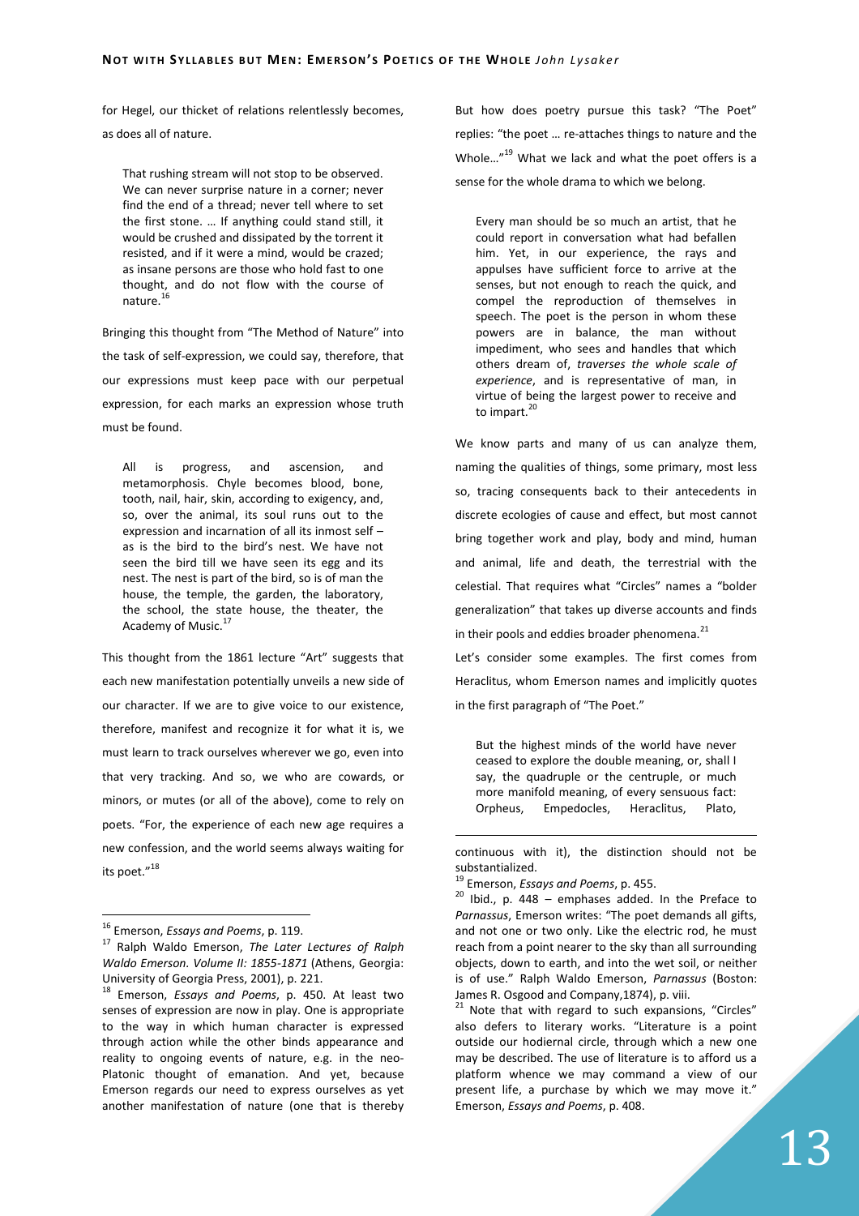for Hegel, our thicket of relations relentlessly becomes, as does all of nature.

> That rushing stream will not stop to be observed. We can never surprise nature in a corner; never find the end of a thread; never tell where to set the first stone. … If anything could stand still, it would be crushed and dissipated by the torrent it resisted, and if it were a mind, would be crazed; as insane persons are those who hold fast to one thought, and do not flow with the course of nature.[16]

Bringing this thought from "The Method of Nature" into the task of self-expression, we could say, therefore, that our expressions must keep pace with our perpetual expression, for each marks an expression whose truth must be found.

> All is progress, and ascension, and metamorphosis. Chyle becomes blood, bone, tooth, nail, hair, skin, according to exigency, and, so, over the animal, its soul runs out to the expression and incarnation of all its inmost self – as is the bird to the bird's nest. We have not seen the bird till we have seen its egg and its nest. The nest is part of the bird, so is of man the house, the temple, the garden, the laboratory, the school, the state house, the theater, the Academy of Music.[17]

This thought from the 1861 lecture "Art" suggests that each new manifestation potentially unveils a new side of our character. If we are to give voice to our existence, therefore, manifest and recognize it for what it is, we must learn to track ourselves wherever we go, even into that very tracking. And so, we who are cowards, or minors, or mutes (or all of the above), come to rely on poets. "For, the experience of each new age requires a new confession, and the world seems always waiting for its poet."[18]

But how does poetry pursue this task? "The Poet" replies: "the poet … re-attaches things to nature and the Whole…"[19] What we lack and what the poet offers is a sense for the whole drama to which we belong.

> Every man should be so much an artist, that he could report in conversation what had befallen him. Yet, in our experience, the rays and appulses have sufficient force to arrive at the senses, but not enough to reach the quick, and compel the reproduction of themselves in speech. The poet is the person in whom these powers are in balance, the man without impediment, who sees and handles that which others dream of, *traverses the whole scale of experience*, and is representative of man, in virtue of being the largest power to receive and to impart.[20]

We know parts and many of us can analyze them, naming the qualities of things, some primary, most less so, tracing consequents back to their antecedents in discrete ecologies of cause and effect, but most cannot bring together work and play, body and mind, human and animal, life and death, the terrestrial with the celestial. That requires what "Circles" names a "bolder generalization" that takes up diverse accounts and finds in their pools and eddies broader phenomena.[21]

Let's consider some examples. The first comes from Heraclitus, whom Emerson names and implicitly quotes in the first paragraph of "The Poet."

> But the highest minds of the world have never ceased to explore the double meaning, or, shall I say, the quadruple or the centruple, or much more manifold meaning, of every sensuous fact: Orpheus, Empedocles, Heraclitus, Plato,

---

[16] Emerson, *Essays and Poems*, p. 119.

[17] Ralph Waldo Emerson, *The Later Lectures of Ralph Waldo Emerson. Volume II: 1855-1871* (Athens, Georgia: University of Georgia Press, 2001), p. 221.

[18] Emerson, *Essays and Poems*, p. 450. At least two senses of expression are now in play. One is appropriate to the way in which human character is expressed through action while the other binds appearance and reality to ongoing events of nature, e.g. in the neo-Platonic thought of emanation. And yet, because Emerson regards our need to express ourselves as yet another manifestation of nature (one that is thereby continuous with it), the distinction should not be substantialized.

[19] Emerson, *Essays and Poems*, p. 455.

[20] Ibid., p. 448 – emphases added. In the Preface to *Parnassus*, Emerson writes: "The poet demands all gifts, and not one or two only. Like the electric rod, he must reach from a point nearer to the sky than all surrounding objects, down to earth, and into the wet soil, or neither is of use." Ralph Waldo Emerson, *Parnassus* (Boston: James R. Osgood and Company,1874), p. viii.

[21] Note that with regard to such expansions, "Circles" also defers to literary works. "Literature is a point outside our hodiernal circle, through which a new one may be described. The use of literature is to afford us a platform whence we may command a view of our present life, a purchase by which we may move it." Emerson, *Essays and Poems*, p. 408.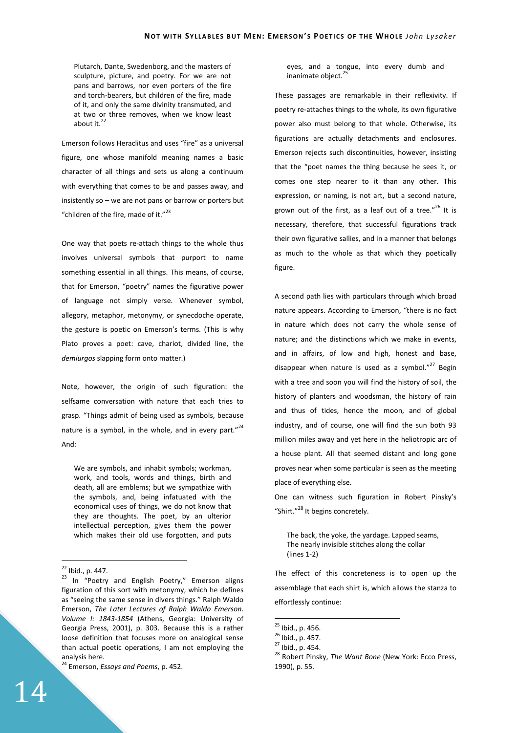> Plutarch, Dante, Swedenborg, and the masters of sculpture, picture, and poetry. For we are not pans and barrows, nor even porters of the fire and torch-bearers, but children of the fire, made of it, and only the same divinity transmuted, and at two or three removes, when we know least about it.[22]

Emerson follows Heraclitus and uses "fire" as a universal figure, one whose manifold meaning names a basic character of all things and sets us along a continuum with everything that comes to be and passes away, and insistently so – we are not pans or barrow or porters but "children of the fire, made of it."[23]

One way that poets re-attach things to the whole thus involves universal symbols that purport to name something essential in all things. This means, of course, that for Emerson, "poetry" names the figurative power of language not simply verse. Whenever symbol, allegory, metaphor, metonymy, or synecdoche operate, the gesture is poetic on Emerson's terms. (This is why Plato proves a poet: cave, chariot, divided line, the *demiurgos* slapping form onto matter.)

Note, however, the origin of such figuration: the selfsame conversation with nature that each tries to grasp. "Things admit of being used as symbols, because nature is a symbol, in the whole, and in every part."[24] And:

> We are symbols, and inhabit symbols; workman, work, and tools, words and things, birth and death, all are emblems; but we sympathize with the symbols, and, being infatuated with the economical uses of things, we do not know that they are thoughts. The poet, by an ulterior intellectual perception, gives them the power which makes their old use forgotten, and puts eyes, and a tongue, into every dumb and inanimate object.[25]

These passages are remarkable in their reflexivity. If poetry re-attaches things to the whole, its own figurative power also must belong to that whole. Otherwise, its figurations are actually detachments and enclosures. Emerson rejects such discontinuities, however, insisting that the "poet names the thing because he sees it, or comes one step nearer to it than any other. This expression, or naming, is not art, but a second nature, grown out of the first, as a leaf out of a tree."[26] It is necessary, therefore, that successful figurations track their own figurative sallies, and in a manner that belongs as much to the whole as that which they poetically figure.

A second path lies with particulars through which broad nature appears. According to Emerson, "there is no fact in nature which does not carry the whole sense of nature; and the distinctions which we make in events, and in affairs, of low and high, honest and base, disappear when nature is used as a symbol."[27] Begin with a tree and soon you will find the history of soil, the history of planters and woodsman, the history of rain and thus of tides, hence the moon, and of global industry, and of course, one will find the sun both 93 million miles away and yet here in the heliotropic arc of a house plant. All that seemed distant and long gone proves near when some particular is seen as the meeting place of everything else.

One can witness such figuration in Robert Pinsky's "Shirt."[28] It begins concretely.

> The back, the yoke, the yardage. Lapped seams,
> The nearly invisible stitches along the collar
> (lines 1-2)

The effect of this concreteness is to open up the assemblage that each shirt is, which allows the stanza to effortlessly continue:

---

[22] Ibid., p. 447.

[23] In "Poetry and English Poetry," Emerson aligns figuration of this sort with metonymy, which he defines as "seeing the same sense in divers things." Ralph Waldo Emerson, *The Later Lectures of Ralph Waldo Emerson. Volume I: 1843-1854* (Athens, Georgia: University of Georgia Press, 2001), p. 303. Because this is a rather loose definition that focuses more on analogical sense than actual poetic operations, I am not employing the analysis here.

[24] Emerson, *Essays and Poems*, p. 452.

[25] Ibid., p. 456.

[26] Ibid., p. 457.

[27] Ibid., p. 454.

[28] Robert Pinsky, *The Want Bone* (New York: Ecco Press, 1990), p. 55.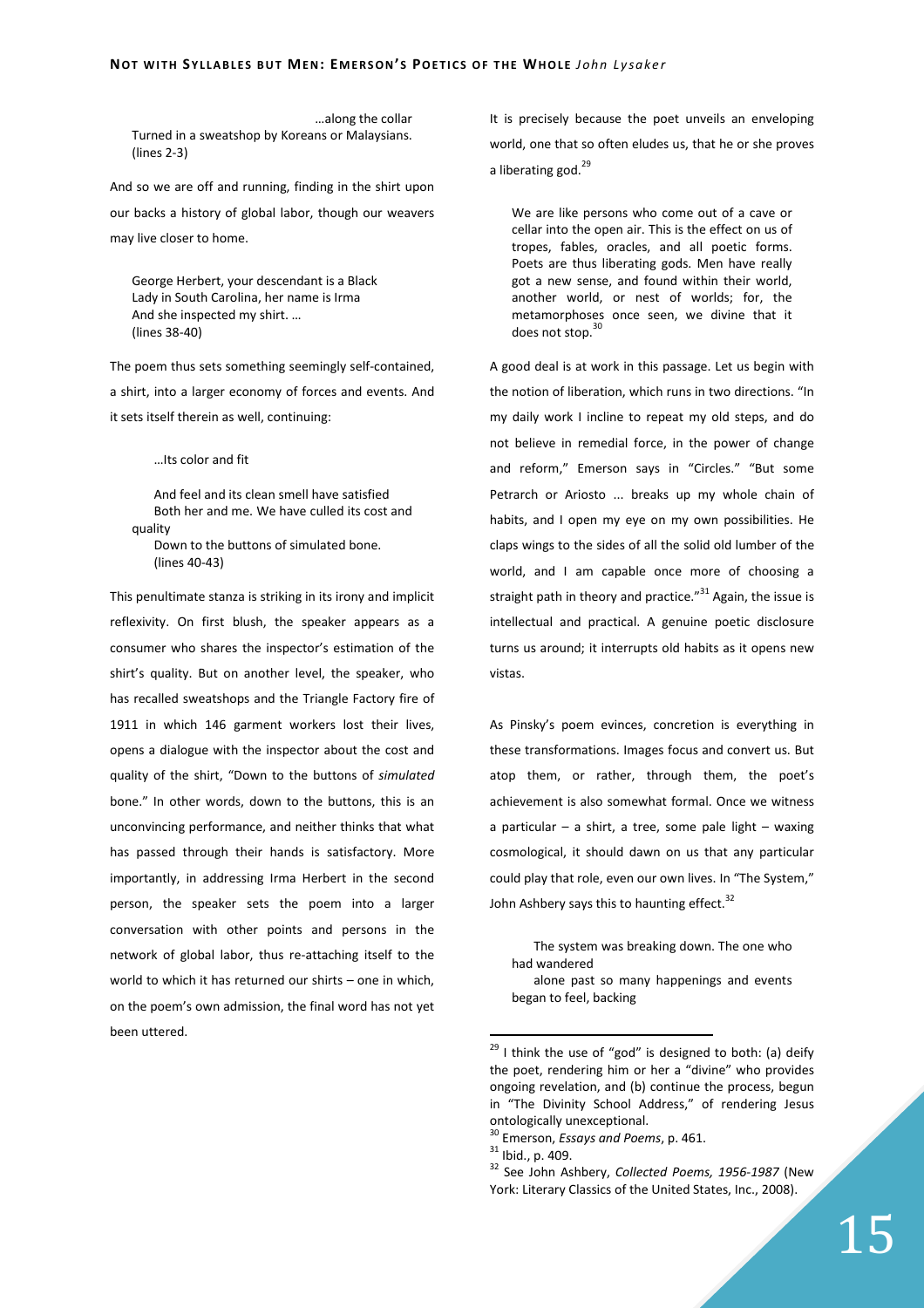…along the collar
Turned in a sweatshop by Koreans or Malaysians.
(lines 2-3)

And so we are off and running, finding in the shirt upon our backs a history of global labor, though our weavers may live closer to home.

> George Herbert, your descendant is a Black
> Lady in South Carolina, her name is Irma
> And she inspected my shirt. …
> (lines 38-40)

The poem thus sets something seemingly self-contained, a shirt, into a larger economy of forces and events. And it sets itself therein as well, continuing:

> …Its color and fit
>
> And feel and its clean smell have satisfied
> Both her and me. We have culled its cost and quality
> Down to the buttons of simulated bone.
> (lines 40-43)

This penultimate stanza is striking in its irony and implicit reflexivity. On first blush, the speaker appears as a consumer who shares the inspector's estimation of the shirt's quality. But on another level, the speaker, who has recalled sweatshops and the Triangle Factory fire of 1911 in which 146 garment workers lost their lives, opens a dialogue with the inspector about the cost and quality of the shirt, "Down to the buttons of *simulated* bone." In other words, down to the buttons, this is an unconvincing performance, and neither thinks that what has passed through their hands is satisfactory. More importantly, in addressing Irma Herbert in the second person, the speaker sets the poem into a larger conversation with other points and persons in the network of global labor, thus re-attaching itself to the world to which it has returned our shirts – one in which, on the poem's own admission, the final word has not yet been uttered.

It is precisely because the poet unveils an enveloping world, one that so often eludes us, that he or she proves a liberating god.[29]

> We are like persons who come out of a cave or cellar into the open air. This is the effect on us of tropes, fables, oracles, and all poetic forms. Poets are thus liberating gods. Men have really got a new sense, and found within their world, another world, or nest of worlds; for, the metamorphoses once seen, we divine that it does not stop.[30]

A good deal is at work in this passage. Let us begin with the notion of liberation, which runs in two directions. "In my daily work I incline to repeat my old steps, and do not believe in remedial force, in the power of change and reform," Emerson says in "Circles." "But some Petrarch or Ariosto ... breaks up my whole chain of habits, and I open my eye on my own possibilities. He claps wings to the sides of all the solid old lumber of the world, and I am capable once more of choosing a straight path in theory and practice."[31] Again, the issue is intellectual and practical. A genuine poetic disclosure turns us around; it interrupts old habits as it opens new vistas.

As Pinsky's poem evinces, concretion is everything in these transformations. Images focus and convert us. But atop them, or rather, through them, the poet's achievement is also somewhat formal. Once we witness a particular – a shirt, a tree, some pale light – waxing cosmological, it should dawn on us that any particular could play that role, even our own lives. In "The System," John Ashbery says this to haunting effect.[32]

> The system was breaking down. The one who had wandered
> alone past so many happenings and events began to feel, backing

---

[29] I think the use of "god" is designed to both: (a) deify the poet, rendering him or her a "divine" who provides ongoing revelation, and (b) continue the process, begun in "The Divinity School Address," of rendering Jesus ontologically unexceptional.

[30] Emerson, *Essays and Poems*, p. 461.

[31] Ibid., p. 409.

[32] See John Ashbery, *Collected Poems, 1956-1987* (New York: Literary Classics of the United States, Inc., 2008).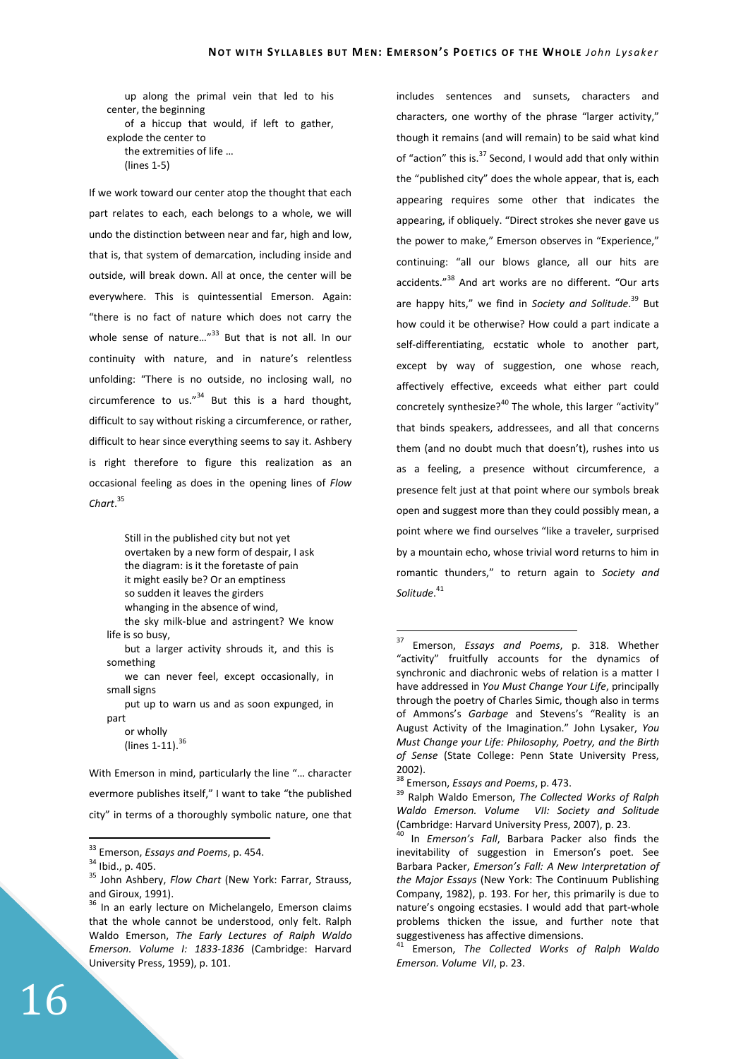> up along the primal vein that led to his center, the beginning
> of a hiccup that would, if left to gather, explode the center to
> the extremities of life …
> (lines 1-5)

If we work toward our center atop the thought that each part relates to each, each belongs to a whole, we will undo the distinction between near and far, high and low, that is, that system of demarcation, including inside and outside, will break down. All at once, the center will be everywhere. This is quintessential Emerson. Again: "there is no fact of nature which does not carry the whole sense of nature…"[33] But that is not all. In our continuity with nature, and in nature's relentless unfolding: "There is no outside, no inclosing wall, no circumference to us."[34] But this is a hard thought, difficult to say without risking a circumference, or rather, difficult to hear since everything seems to say it. Ashbery is right therefore to figure this realization as an occasional feeling as does in the opening lines of *Flow Chart*.[35]

> Still in the published city but not yet
> overtaken by a new form of despair, I ask
> the diagram: is it the foretaste of pain
> it might easily be? Or an emptiness
> so sudden it leaves the girders
> whanging in the absence of wind,
> the sky milk-blue and astringent? We know life is so busy,
> but a larger activity shrouds it, and this is something
> we can never feel, except occasionally, in small signs
> put up to warn us and as soon expunged, in part
> or wholly
> (lines 1-11).[36]

With Emerson in mind, particularly the line "… character evermore publishes itself," I want to take "the published city" in terms of a thoroughly symbolic nature, one that includes sentences and sunsets, characters and characters, one worthy of the phrase "larger activity," though it remains (and will remain) to be said what kind of "action" this is.[37] Second, I would add that only within the "published city" does the whole appear, that is, each appearing requires some other that indicates the appearing, if obliquely. "Direct strokes she never gave us the power to make," Emerson observes in "Experience," continuing: "all our blows glance, all our hits are accidents."[38] And art works are no different. "Our arts are happy hits," we find in *Society and Solitude*.[39] But how could it be otherwise? How could a part indicate a self-differentiating, ecstatic whole to another part, except by way of suggestion, one whose reach, affectively effective, exceeds what either part could concretely synthesize?[40] The whole, this larger "activity" that binds speakers, addressees, and all that concerns them (and no doubt much that doesn't), rushes into us as a feeling, a presence without circumference, a presence felt just at that point where our symbols break open and suggest more than they could possibly mean, a point where we find ourselves "like a traveler, surprised by a mountain echo, whose trivial word returns to him in romantic thunders," to return again to *Society and Solitude*.[41]

---

[33] Emerson, *Essays and Poems*, p. 454.

[34] Ibid., p. 405.

[35] John Ashbery, *Flow Chart* (New York: Farrar, Strauss, and Giroux, 1991).

[36] In an early lecture on Michelangelo, Emerson claims that the whole cannot be understood, only felt. Ralph Waldo Emerson, *The Early Lectures of Ralph Waldo Emerson. Volume I: 1833-1836* (Cambridge: Harvard University Press, 1959), p. 101.

[37] Emerson, *Essays and Poems*, p. 318. Whether "activity" fruitfully accounts for the dynamics of synchronic and diachronic webs of relation is a matter I have addressed in *You Must Change Your Life*, principally through the poetry of Charles Simic, though also in terms of Ammons's *Garbage* and Stevens's "Reality is an August Activity of the Imagination." John Lysaker, *You Must Change your Life: Philosophy, Poetry, and the Birth of Sense* (State College: Penn State University Press, 2002).

[38] Emerson, *Essays and Poems*, p. 473.

[39] Ralph Waldo Emerson, *The Collected Works of Ralph Waldo Emerson. Volume VII: Society and Solitude* (Cambridge: Harvard University Press, 2007), p. 23.

[40] In *Emerson's Fall*, Barbara Packer also finds the inevitability of suggestion in Emerson's poet. See Barbara Packer, *Emerson's Fall: A New Interpretation of the Major Essays* (New York: The Continuum Publishing Company, 1982), p. 193. For her, this primarily is due to nature's ongoing ecstasies. I would add that part-whole problems thicken the issue, and further note that suggestiveness has affective dimensions.

[41] Emerson, *The Collected Works of Ralph Waldo Emerson. Volume VII*, p. 23.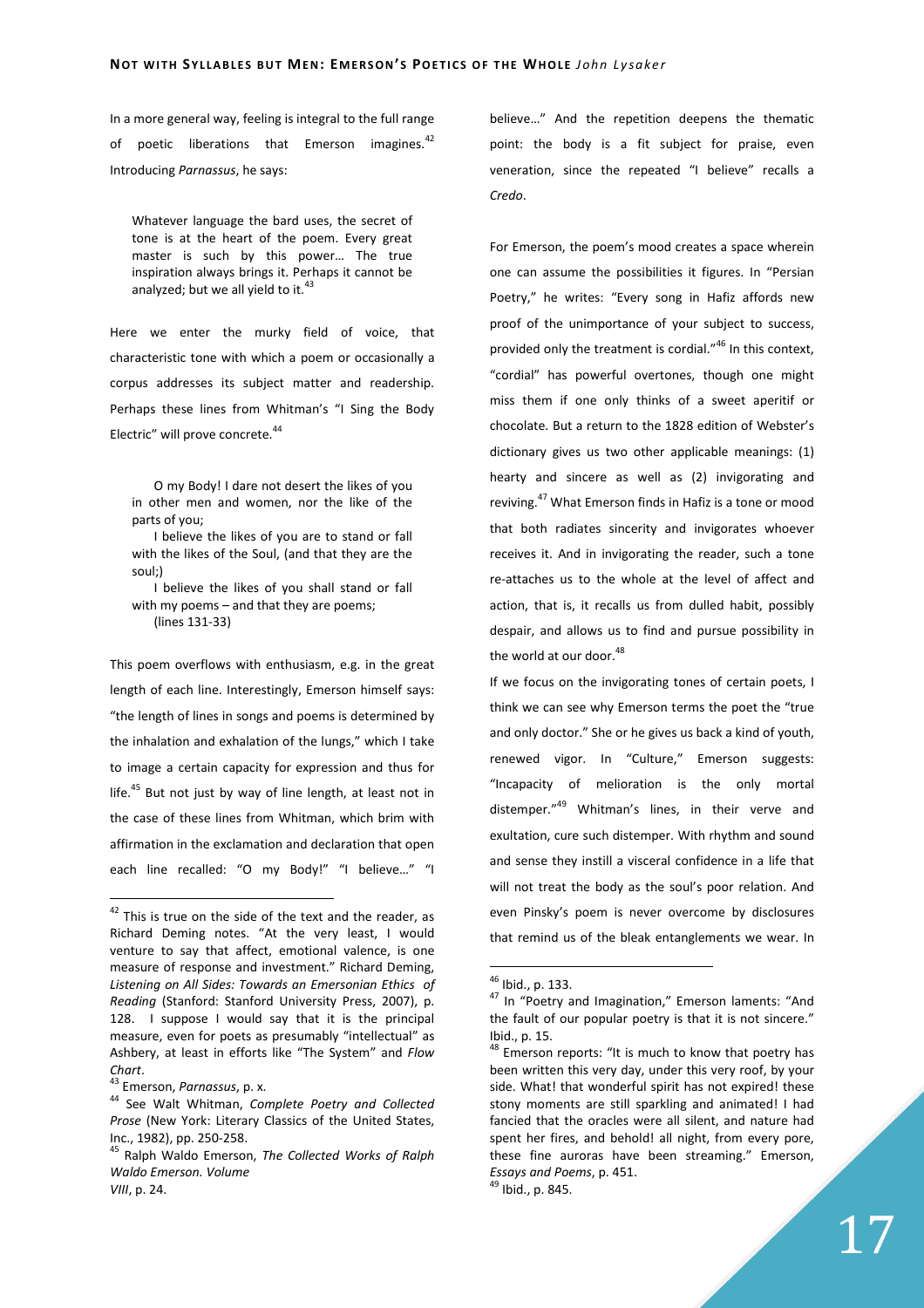In a more general way, feeling is integral to the full range of poetic liberations that Emerson imagines.[42] Introducing *Parnassus*, he says:

> Whatever language the bard uses, the secret of tone is at the heart of the poem. Every great master is such by this power… The true inspiration always brings it. Perhaps it cannot be analyzed; but we all yield to it.[43]

Here we enter the murky field of voice, that characteristic tone with which a poem or occasionally a corpus addresses its subject matter and readership. Perhaps these lines from Whitman's "I Sing the Body Electric" will prove concrete.[44]

> O my Body! I dare not desert the likes of you in other men and women, nor the like of the parts of you;
>
> I believe the likes of you are to stand or fall with the likes of the Soul, (and that they are the soul;)
>
> I believe the likes of you shall stand or fall with my poems – and that they are poems;
>
> (lines 131-33)

This poem overflows with enthusiasm, e.g. in the great length of each line. Interestingly, Emerson himself says: "the length of lines in songs and poems is determined by the inhalation and exhalation of the lungs," which I take to image a certain capacity for expression and thus for life.[45] But not just by way of line length, at least not in the case of these lines from Whitman, which brim with affirmation in the exclamation and declaration that open each line recalled: "O my Body!" "I believe…" "I believe…" And the repetition deepens the thematic point: the body is a fit subject for praise, even veneration, since the repeated "I believe" recalls a *Credo*.

For Emerson, the poem's mood creates a space wherein one can assume the possibilities it figures. In "Persian Poetry," he writes: "Every song in Hafiz affords new proof of the unimportance of your subject to success, provided only the treatment is cordial."[46] In this context, "cordial" has powerful overtones, though one might miss them if one only thinks of a sweet aperitif or chocolate. But a return to the 1828 edition of Webster's dictionary gives us two other applicable meanings: (1) hearty and sincere as well as (2) invigorating and reviving.[47] What Emerson finds in Hafiz is a tone or mood that both radiates sincerity and invigorates whoever receives it. And in invigorating the reader, such a tone re-attaches us to the whole at the level of affect and action, that is, it recalls us from dulled habit, possibly despair, and allows us to find and pursue possibility in the world at our door.[48]

If we focus on the invigorating tones of certain poets, I think we can see why Emerson terms the poet the "true and only doctor." She or he gives us back a kind of youth, renewed vigor. In "Culture," Emerson suggests: "Incapacity of melioration is the only mortal distemper."[49] Whitman's lines, in their verve and exultation, cure such distemper. With rhythm and sound and sense they instill a visceral confidence in a life that will not treat the body as the soul's poor relation. And even Pinsky's poem is never overcome by disclosures that remind us of the bleak entanglements we wear. In

---

[42] This is true on the side of the text and the reader, as Richard Deming notes. "At the very least, I would venture to say that affect, emotional valence, is one measure of response and investment." Richard Deming, *Listening on All Sides: Towards an Emersonian Ethics of Reading* (Stanford: Stanford University Press, 2007), p. 128. I suppose I would say that it is the principal measure, even for poets as presumably "intellectual" as Ashbery, at least in efforts like "The System" and *Flow Chart*.

[43] Emerson, *Parnassus*, p. x.

[44] See Walt Whitman, *Complete Poetry and Collected Prose* (New York: Literary Classics of the United States, Inc., 1982), pp. 250-258.

[45] Ralph Waldo Emerson, *The Collected Works of Ralph Waldo Emerson. Volume VIII*, p. 24.

[46] Ibid., p. 133.

[47] In "Poetry and Imagination," Emerson laments: "And the fault of our popular poetry is that it is not sincere." Ibid., p. 15.

[48] Emerson reports: "It is much to know that poetry has been written this very day, under this very roof, by your side. What! that wonderful spirit has not expired! these stony moments are still sparkling and animated! I had fancied that the oracles were all silent, and nature had spent her fires, and behold! all night, from every pore, these fine auroras have been streaming." Emerson, *Essays and Poems*, p. 451.

[49] Ibid., p. 845.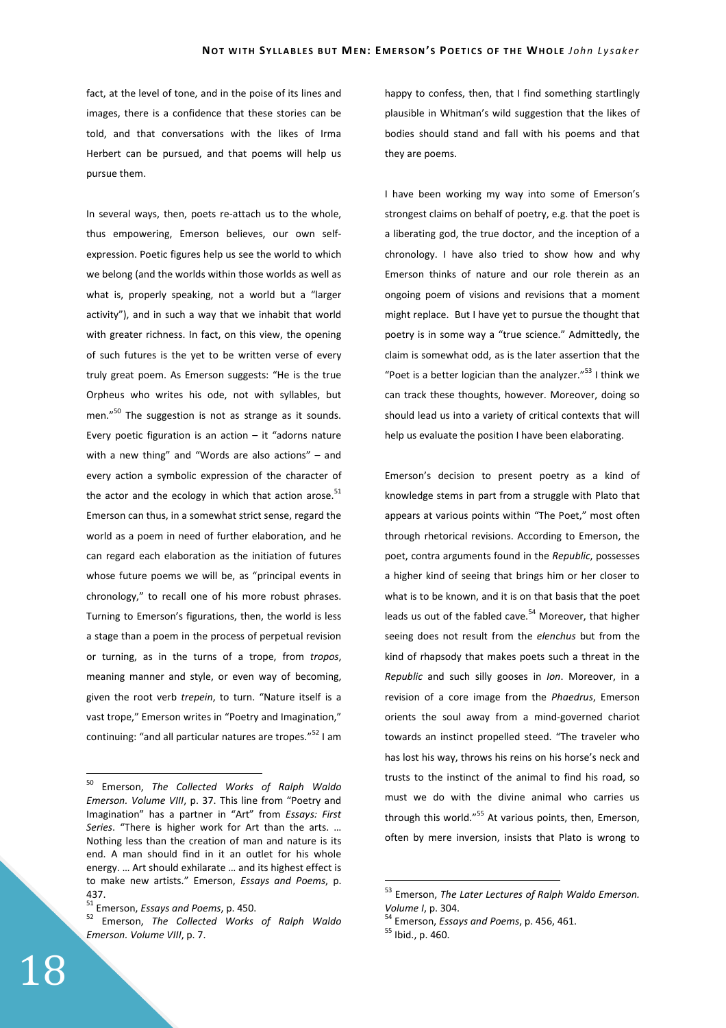fact, at the level of tone, and in the poise of its lines and images, there is a confidence that these stories can be told, and that conversations with the likes of Irma Herbert can be pursued, and that poems will help us pursue them.

In several ways, then, poets re-attach us to the whole, thus empowering, Emerson believes, our own self-expression. Poetic figures help us see the world to which we belong (and the worlds within those worlds as well as what is, properly speaking, not a world but a "larger activity"), and in such a way that we inhabit that world with greater richness. In fact, on this view, the opening of such futures is the yet to be written verse of every truly great poem. As Emerson suggests: "He is the true Orpheus who writes his ode, not with syllables, but men."[50] The suggestion is not as strange as it sounds. Every poetic figuration is an action – it "adorns nature with a new thing" and "Words are also actions" – and every action a symbolic expression of the character of the actor and the ecology in which that action arose.[51] Emerson can thus, in a somewhat strict sense, regard the world as a poem in need of further elaboration, and he can regard each elaboration as the initiation of futures whose future poems we will be, as "principal events in chronology," to recall one of his more robust phrases. Turning to Emerson's figurations, then, the world is less a stage than a poem in the process of perpetual revision or turning, as in the turns of a trope, from *tropos*, meaning manner and style, or even way of becoming, given the root verb *trepein*, to turn. "Nature itself is a vast trope," Emerson writes in "Poetry and Imagination," continuing: "and all particular natures are tropes."[52] I am happy to confess, then, that I find something startlingly plausible in Whitman's wild suggestion that the likes of bodies should stand and fall with his poems and that they are poems.

I have been working my way into some of Emerson's strongest claims on behalf of poetry, e.g. that the poet is a liberating god, the true doctor, and the inception of a chronology. I have also tried to show how and why Emerson thinks of nature and our role therein as an ongoing poem of visions and revisions that a moment might replace. But I have yet to pursue the thought that poetry is in some way a "true science." Admittedly, the claim is somewhat odd, as is the later assertion that the "Poet is a better logician than the analyzer."[53] I think we can track these thoughts, however. Moreover, doing so should lead us into a variety of critical contexts that will help us evaluate the position I have been elaborating.

Emerson's decision to present poetry as a kind of knowledge stems in part from a struggle with Plato that appears at various points within "The Poet," most often through rhetorical revisions. According to Emerson, the poet, contra arguments found in the *Republic*, possesses a higher kind of seeing that brings him or her closer to what is to be known, and it is on that basis that the poet leads us out of the fabled cave.[54] Moreover, that higher seeing does not result from the *elenchus* but from the kind of rhapsody that makes poets such a threat in the *Republic* and such silly gooses in *Ion*. Moreover, in a revision of a core image from the *Phaedrus*, Emerson orients the soul away from a mind-governed chariot towards an instinct propelled steed. "The traveler who has lost his way, throws his reins on his horse's neck and trusts to the instinct of the animal to find his road, so must we do with the divine animal who carries us through this world."[55] At various points, then, Emerson, often by mere inversion, insists that Plato is wrong to

---

[50] Emerson, *The Collected Works of Ralph Waldo Emerson. Volume VIII*, p. 37. This line from "Poetry and Imagination" has a partner in "Art" from *Essays: First Series*. "There is higher work for Art than the arts. … Nothing less than the creation of man and nature is its end. A man should find in it an outlet for his whole energy. … Art should exhilarate … and its highest effect is to make new artists." Emerson, *Essays and Poems*, p. 437.

[51] Emerson, *Essays and Poems*, p. 450.

[52] Emerson, *The Collected Works of Ralph Waldo Emerson. Volume VIII*, p. 7.

[53] Emerson, *The Later Lectures of Ralph Waldo Emerson. Volume I*, p. 304.

[54] Emerson, *Essays and Poems*, p. 456, 461.

[55] Ibid., p. 460.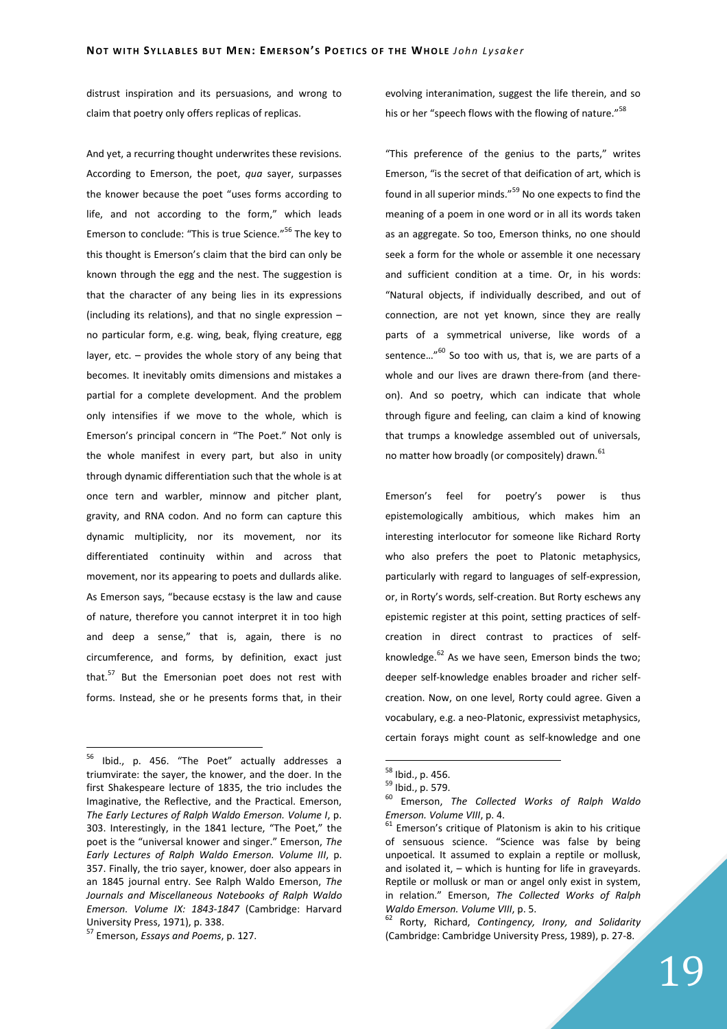distrust inspiration and its persuasions, and wrong to claim that poetry only offers replicas of replicas.

And yet, a recurring thought underwrites these revisions. According to Emerson, the poet, *qua* sayer, surpasses the knower because the poet "uses forms according to life, and not according to the form," which leads Emerson to conclude: "This is true Science."[56] The key to this thought is Emerson's claim that the bird can only be known through the egg and the nest. The suggestion is that the character of any being lies in its expressions (including its relations), and that no single expression – no particular form, e.g. wing, beak, flying creature, egg layer, etc. – provides the whole story of any being that becomes. It inevitably omits dimensions and mistakes a partial for a complete development. And the problem only intensifies if we move to the whole, which is Emerson's principal concern in "The Poet." Not only is the whole manifest in every part, but also in unity through dynamic differentiation such that the whole is at once tern and warbler, minnow and pitcher plant, gravity, and RNA codon. And no form can capture this dynamic multiplicity, nor its movement, nor its differentiated continuity within and across that movement, nor its appearing to poets and dullards alike. As Emerson says, "because ecstasy is the law and cause of nature, therefore you cannot interpret it in too high and deep a sense," that is, again, there is no circumference, and forms, by definition, exact just that.[57] But the Emersonian poet does not rest with forms. Instead, she or he presents forms that, in their evolving interanimation, suggest the life therein, and so his or her "speech flows with the flowing of nature."[58]

"This preference of the genius to the parts," writes Emerson, "is the secret of that deification of art, which is found in all superior minds."[59] No one expects to find the meaning of a poem in one word or in all its words taken as an aggregate. So too, Emerson thinks, no one should seek a form for the whole or assemble it one necessary and sufficient condition at a time. Or, in his words: "Natural objects, if individually described, and out of connection, are not yet known, since they are really parts of a symmetrical universe, like words of a sentence…"[60] So too with us, that is, we are parts of a whole and our lives are drawn there-from (and there-on). And so poetry, which can indicate that whole through figure and feeling, can claim a kind of knowing that trumps a knowledge assembled out of universals, no matter how broadly (or compositely) drawn.[61]

Emerson's feel for poetry's power is thus epistemologically ambitious, which makes him an interesting interlocutor for someone like Richard Rorty who also prefers the poet to Platonic metaphysics, particularly with regard to languages of self-expression, or, in Rorty's words, self-creation. But Rorty eschews any epistemic register at this point, setting practices of self-creation in direct contrast to practices of self-knowledge.[62] As we have seen, Emerson binds the two; deeper self-knowledge enables broader and richer self-creation. Now, on one level, Rorty could agree. Given a vocabulary, e.g. a neo-Platonic, expressivist metaphysics, certain forays might count as self-knowledge and one

---

[56] Ibid., p. 456. "The Poet" actually addresses a triumvirate: the sayer, the knower, and the doer. In the first Shakespeare lecture of 1835, the trio includes the Imaginative, the Reflective, and the Practical. Emerson, *The Early Lectures of Ralph Waldo Emerson. Volume I*, p. 303. Interestingly, in the 1841 lecture, "The Poet," the poet is the "universal knower and singer." Emerson, *The Early Lectures of Ralph Waldo Emerson. Volume III*, p. 357. Finally, the trio sayer, knower, doer also appears in an 1845 journal entry. See Ralph Waldo Emerson, *The Journals and Miscellaneous Notebooks of Ralph Waldo Emerson. Volume IX: 1843-1847* (Cambridge: Harvard University Press, 1971), p. 338.

[57] Emerson, *Essays and Poems*, p. 127.

[58] Ibid., p. 456.

[59] Ibid., p. 579.

[60] Emerson, *The Collected Works of Ralph Waldo Emerson. Volume VIII*, p. 4.

[61] Emerson's critique of Platonism is akin to his critique of sensuous science. "Science was false by being unpoetical. It assumed to explain a reptile or mollusk, and isolated it, – which is hunting for life in graveyards. Reptile or mollusk or man or angel only exist in system, in relation." Emerson, *The Collected Works of Ralph Waldo Emerson. Volume VIII*, p. 5.

[62] Rorty, Richard, *Contingency, Irony, and Solidarity* (Cambridge: Cambridge University Press, 1989), p. 27-8.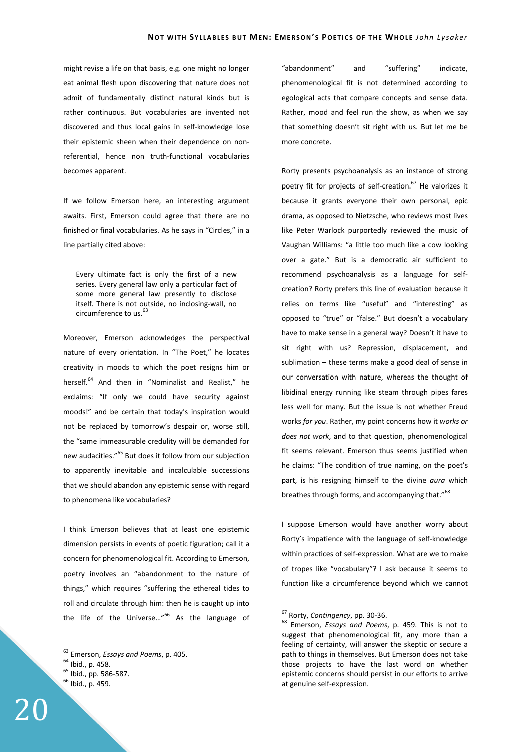might revise a life on that basis, e.g. one might no longer eat animal flesh upon discovering that nature does not admit of fundamentally distinct natural kinds but is rather continuous. But vocabularies are invented not discovered and thus local gains in self-knowledge lose their epistemic sheen when their dependence on non-referential, hence non truth-functional vocabularies becomes apparent.

If we follow Emerson here, an interesting argument awaits. First, Emerson could agree that there are no finished or final vocabularies. As he says in "Circles," in a line partially cited above:

> Every ultimate fact is only the first of a new series. Every general law only a particular fact of some more general law presently to disclose itself. There is not outside, no inclosing-wall, no circumference to us.[63]

Moreover, Emerson acknowledges the perspectival nature of every orientation. In "The Poet," he locates creativity in moods to which the poet resigns him or herself.[64] And then in "Nominalist and Realist," he exclaims: "If only we could have security against moods!" and be certain that today's inspiration would not be replaced by tomorrow's despair or, worse still, the "same immeasurable credulity will be demanded for new audacities."[65] But does it follow from our subjection to apparently inevitable and incalculable successions that we should abandon any epistemic sense with regard to phenomena like vocabularies?

I think Emerson believes that at least one epistemic dimension persists in events of poetic figuration; call it a concern for phenomenological fit. According to Emerson, poetry involves an "abandonment to the nature of things," which requires "suffering the ethereal tides to roll and circulate through him: then he is caught up into the life of the Universe…"[66] As the language of "abandonment" and "suffering" indicate, phenomenological fit is not determined according to egological acts that compare concepts and sense data. Rather, mood and feel run the show, as when we say that something doesn't sit right with us. But let me be more concrete.

Rorty presents psychoanalysis as an instance of strong poetry fit for projects of self-creation.[67] He valorizes it because it grants everyone their own personal, epic drama, as opposed to Nietzsche, who reviews most lives like Peter Warlock purportedly reviewed the music of Vaughan Williams: "a little too much like a cow looking over a gate." But is a democratic air sufficient to recommend psychoanalysis as a language for self-creation? Rorty prefers this line of evaluation because it relies on terms like "useful" and "interesting" as opposed to "true" or "false." But doesn't a vocabulary have to make sense in a general way? Doesn't it have to sit right with us? Repression, displacement, and sublimation – these terms make a good deal of sense in our conversation with nature, whereas the thought of libidinal energy running like steam through pipes fares less well for many. But the issue is not whether Freud works *for you*. Rather, my point concerns how it *works or does not work*, and to that question, phenomenological fit seems relevant. Emerson thus seems justified when he claims: "The condition of true naming, on the poet's part, is his resigning himself to the divine *aura* which breathes through forms, and accompanying that."[68]

I suppose Emerson would have another worry about Rorty's impatience with the language of self-knowledge within practices of self-expression. What are we to make of tropes like "vocabulary"? I ask because it seems to function like a circumference beyond which we cannot

---

[63] Emerson, *Essays and Poems*, p. 405.

[64] Ibid., p. 458.

[65] Ibid., pp. 586-587.

[66] Ibid., p. 459.

[67] Rorty, *Contingency*, pp. 30-36.

[68] Emerson, *Essays and Poems*, p. 459. This is not to suggest that phenomenological fit, any more than a feeling of certainty, will answer the skeptic or secure a path to things in themselves. But Emerson does not take those projects to have the last word on whether epistemic concerns should persist in our efforts to arrive at genuine self-expression.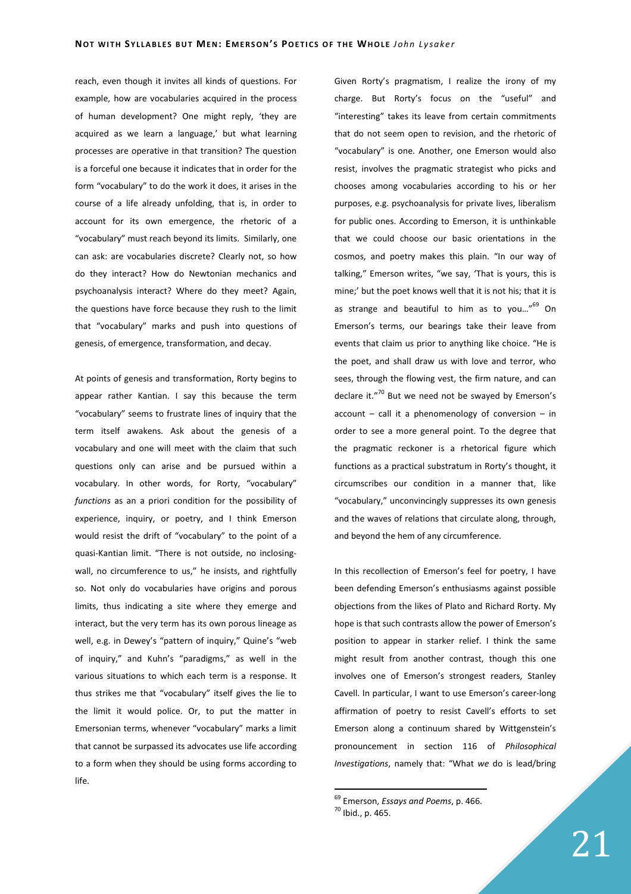reach, even though it invites all kinds of questions. For example, how are vocabularies acquired in the process of human development? One might reply, 'they are acquired as we learn a language,' but what learning processes are operative in that transition? The question is a forceful one because it indicates that in order for the form "vocabulary" to do the work it does, it arises in the course of a life already unfolding, that is, in order to account for its own emergence, the rhetoric of a "vocabulary" must reach beyond its limits. Similarly, one can ask: are vocabularies discrete? Clearly not, so how do they interact? How do Newtonian mechanics and psychoanalysis interact? Where do they meet? Again, the questions have force because they rush to the limit that "vocabulary" marks and push into questions of genesis, of emergence, transformation, and decay.

At points of genesis and transformation, Rorty begins to appear rather Kantian. I say this because the term "vocabulary" seems to frustrate lines of inquiry that the term itself awakens. Ask about the genesis of a vocabulary and one will meet with the claim that such questions only can arise and be pursued within a vocabulary. In other words, for Rorty, "vocabulary" *functions* as an a priori condition for the possibility of experience, inquiry, or poetry, and I think Emerson would resist the drift of "vocabulary" to the point of a quasi-Kantian limit. "There is not outside, no inclosing-wall, no circumference to us," he insists, and rightfully so. Not only do vocabularies have origins and porous limits, thus indicating a site where they emerge and interact, but the very term has its own porous lineage as well, e.g. in Dewey's "pattern of inquiry," Quine's "web of inquiry," and Kuhn's "paradigms," as well in the various situations to which each term is a response. It thus strikes me that "vocabulary" itself gives the lie to the limit it would police. Or, to put the matter in Emersonian terms, whenever "vocabulary" marks a limit that cannot be surpassed its advocates use life according to a form when they should be using forms according to life.

Given Rorty's pragmatism, I realize the irony of my charge. But Rorty's focus on the "useful" and "interesting" takes its leave from certain commitments that do not seem open to revision, and the rhetoric of "vocabulary" is one. Another, one Emerson would also resist, involves the pragmatic strategist who picks and chooses among vocabularies according to his or her purposes, e.g. psychoanalysis for private lives, liberalism for public ones. According to Emerson, it is unthinkable that we could choose our basic orientations in the cosmos, and poetry makes this plain. "In our way of talking," Emerson writes, "we say, 'That is yours, this is mine;' but the poet knows well that it is not his; that it is as strange and beautiful to him as to you…"[69] On Emerson's terms, our bearings take their leave from events that claim us prior to anything like choice. "He is the poet, and shall draw us with love and terror, who sees, through the flowing vest, the firm nature, and can declare it."[70] But we need not be swayed by Emerson's account – call it a phenomenology of conversion – in order to see a more general point. To the degree that the pragmatic reckoner is a rhetorical figure which functions as a practical substratum in Rorty's thought, it circumscribes our condition in a manner that, like "vocabulary," unconvincingly suppresses its own genesis and the waves of relations that circulate along, through, and beyond the hem of any circumference.

In this recollection of Emerson's feel for poetry, I have been defending Emerson's enthusiasms against possible objections from the likes of Plato and Richard Rorty. My hope is that such contrasts allow the power of Emerson's position to appear in starker relief. I think the same might result from another contrast, though this one involves one of Emerson's strongest readers, Stanley Cavell. In particular, I want to use Emerson's career-long affirmation of poetry to resist Cavell's efforts to set Emerson along a continuum shared by Wittgenstein's pronouncement in section 116 of *Philosophical Investigations*, namely that: "What *we* do is lead/bring

[69] Emerson, *Essays and Poems*, p. 466.
[70] Ibid., p. 465.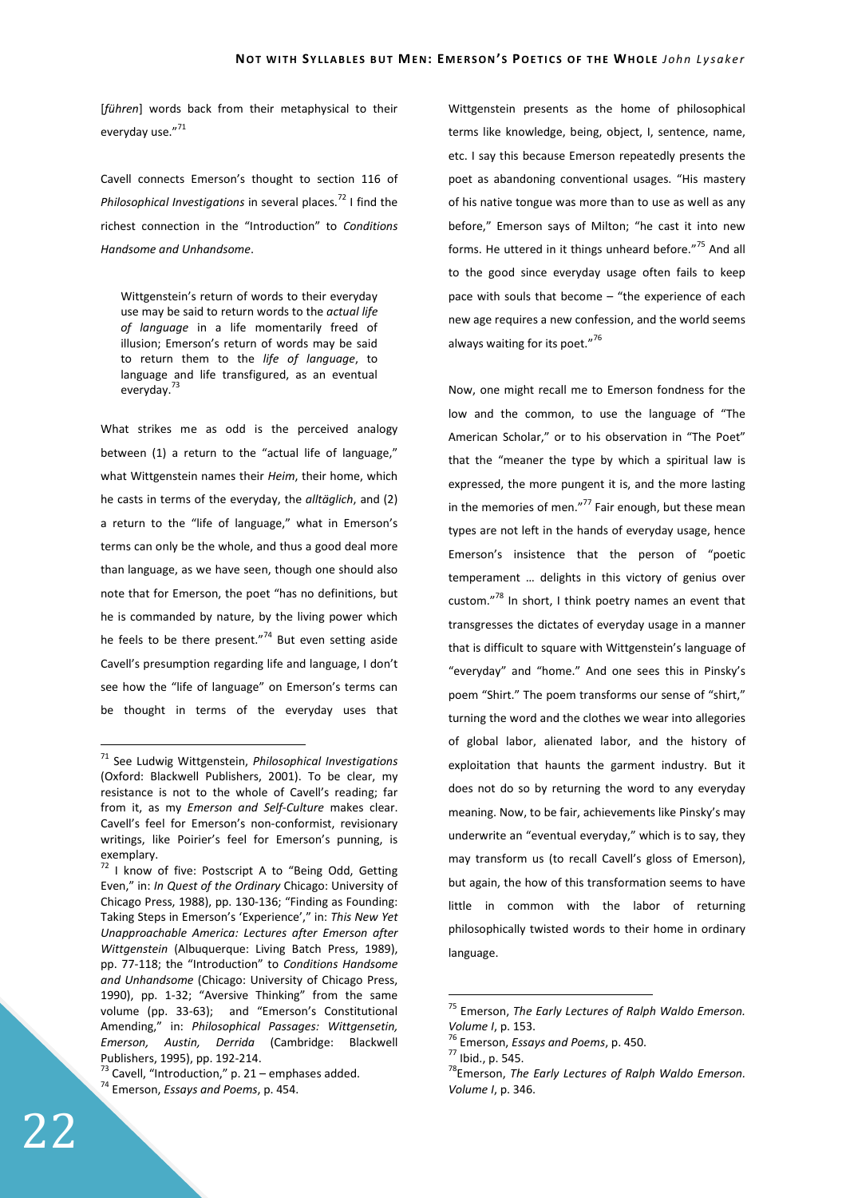[*führen*] words back from their metaphysical to their everyday use."[71]

Cavell connects Emerson's thought to section 116 of *Philosophical Investigations* in several places.[72] I find the richest connection in the "Introduction" to *Conditions Handsome and Unhandsome*.

> Wittgenstein's return of words to their everyday use may be said to return words to the *actual life of language* in a life momentarily freed of illusion; Emerson's return of words may be said to return them to the *life of language*, to language and life transfigured, as an eventual everyday.[73]

What strikes me as odd is the perceived analogy between (1) a return to the "actual life of language," what Wittgenstein names their *Heim*, their home, which he casts in terms of the everyday, the *alltäglich*, and (2) a return to the "life of language," what in Emerson's terms can only be the whole, and thus a good deal more than language, as we have seen, though one should also note that for Emerson, the poet "has no definitions, but he is commanded by nature, by the living power which he feels to be there present."[74] But even setting aside Cavell's presumption regarding life and language, I don't see how the "life of language" on Emerson's terms can be thought in terms of the everyday uses that Wittgenstein presents as the home of philosophical terms like knowledge, being, object, I, sentence, name, etc. I say this because Emerson repeatedly presents the poet as abandoning conventional usages. "His mastery of his native tongue was more than to use as well as any before," Emerson says of Milton; "he cast it into new forms. He uttered in it things unheard before."[75] And all to the good since everyday usage often fails to keep pace with souls that become – "the experience of each new age requires a new confession, and the world seems always waiting for its poet."[76]

Now, one might recall me to Emerson fondness for the low and the common, to use the language of "The American Scholar," or to his observation in "The Poet" that the "meaner the type by which a spiritual law is expressed, the more pungent it is, and the more lasting in the memories of men."[77] Fair enough, but these mean types are not left in the hands of everyday usage, hence Emerson's insistence that the person of "poetic temperament … delights in this victory of genius over custom."[78] In short, I think poetry names an event that transgresses the dictates of everyday usage in a manner that is difficult to square with Wittgenstein's language of "everyday" and "home." And one sees this in Pinsky's poem "Shirt." The poem transforms our sense of "shirt," turning the word and the clothes we wear into allegories of global labor, alienated labor, and the history of exploitation that haunts the garment industry. But it does not do so by returning the word to any everyday meaning. Now, to be fair, achievements like Pinsky's may underwrite an "eventual everyday," which is to say, they may transform us (to recall Cavell's gloss of Emerson), but again, the how of this transformation seems to have little in common with the labor of returning philosophically twisted words to their home in ordinary language.

---

[71] See Ludwig Wittgenstein, *Philosophical Investigations* (Oxford: Blackwell Publishers, 2001). To be clear, my resistance is not to the whole of Cavell's reading; far from it, as my *Emerson and Self-Culture* makes clear. Cavell's feel for Emerson's non-conformist, revisionary writings, like Poirier's feel for Emerson's punning, is exemplary.

[72] I know of five: Postscript A to "Being Odd, Getting Even," in: *In Quest of the Ordinary* Chicago: University of Chicago Press, 1988), pp. 130-136; "Finding as Founding: Taking Steps in Emerson's 'Experience'," in: *This New Yet Unapproachable America: Lectures after Emerson after Wittgenstein* (Albuquerque: Living Batch Press, 1989), pp. 77-118; the "Introduction" to *Conditions Handsome and Unhandsome* (Chicago: University of Chicago Press, 1990), pp. 1-32; "Aversive Thinking" from the same volume (pp. 33-63); and "Emerson's Constitutional Amending," in: *Philosophical Passages: Wittgensetin, Emerson, Austin, Derrida* (Cambridge: Blackwell Publishers, 1995), pp. 192-214.

[73] Cavell, "Introduction," p. 21 – emphases added.

[74] Emerson, *Essays and Poems*, p. 454.

[75] Emerson, *The Early Lectures of Ralph Waldo Emerson. Volume I*, p. 153.

[76] Emerson, *Essays and Poems*, p. 450.

[77] Ibid., p. 545.

[78] Emerson, *The Early Lectures of Ralph Waldo Emerson. Volume I*, p. 346.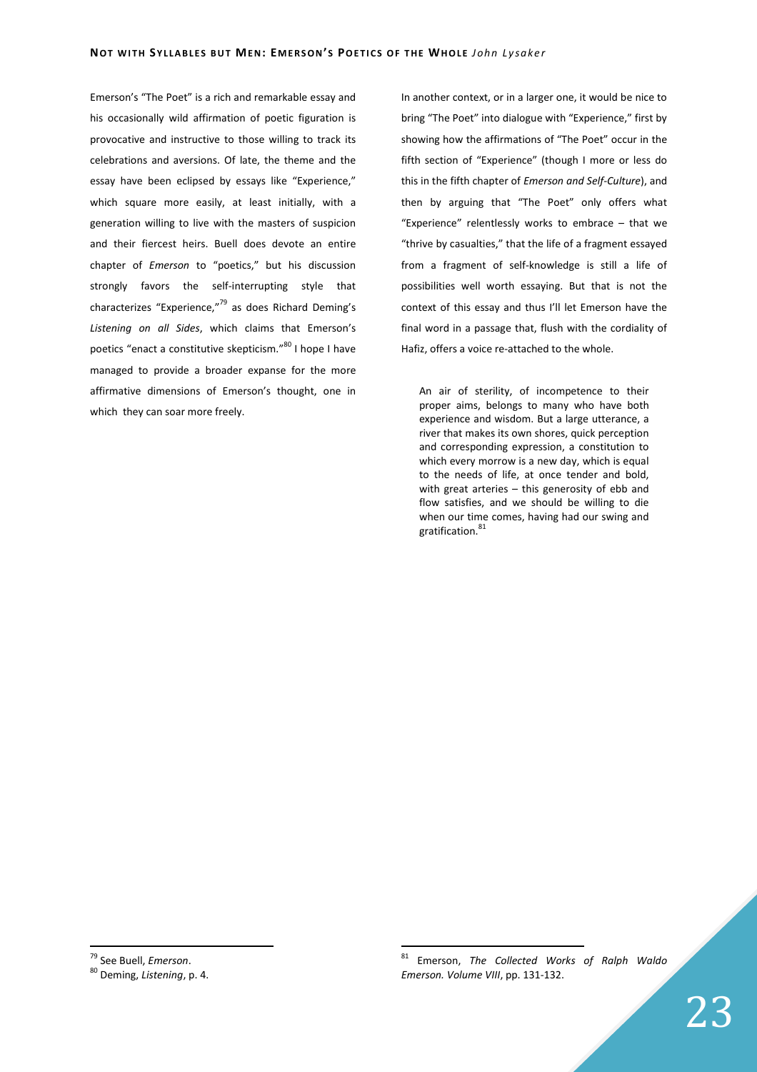Emerson's "The Poet" is a rich and remarkable essay and his occasionally wild affirmation of poetic figuration is provocative and instructive to those willing to track its celebrations and aversions. Of late, the theme and the essay have been eclipsed by essays like "Experience," which square more easily, at least initially, with a generation willing to live with the masters of suspicion and their fiercest heirs. Buell does devote an entire chapter of *Emerson* to "poetics," but his discussion strongly favors the self-interrupting style that characterizes "Experience,"[79] as does Richard Deming's *Listening on all Sides*, which claims that Emerson's poetics "enact a constitutive skepticism."[80] I hope I have managed to provide a broader expanse for the more affirmative dimensions of Emerson's thought, one in which they can soar more freely.

In another context, or in a larger one, it would be nice to bring "The Poet" into dialogue with "Experience," first by showing how the affirmations of "The Poet" occur in the fifth section of "Experience" (though I more or less do this in the fifth chapter of *Emerson and Self-Culture*), and then by arguing that "The Poet" only offers what "Experience" relentlessly works to embrace – that we "thrive by casualties," that the life of a fragment essayed from a fragment of self-knowledge is still a life of possibilities well worth essaying. But that is not the context of this essay and thus I'll let Emerson have the final word in a passage that, flush with the cordiality of Hafiz, offers a voice re-attached to the whole.

> An air of sterility, of incompetence to their proper aims, belongs to many who have both experience and wisdom. But a large utterance, a river that makes its own shores, quick perception and corresponding expression, a constitution to which every morrow is a new day, which is equal to the needs of life, at once tender and bold, with great arteries – this generosity of ebb and flow satisfies, and we should be willing to die when our time comes, having had our swing and gratification.[81]

---

[79] See Buell, *Emerson*.

[80] Deming, *Listening*, p. 4.

[81] Emerson, *The Collected Works of Ralph Waldo Emerson. Volume VIII*, pp. 131-132.